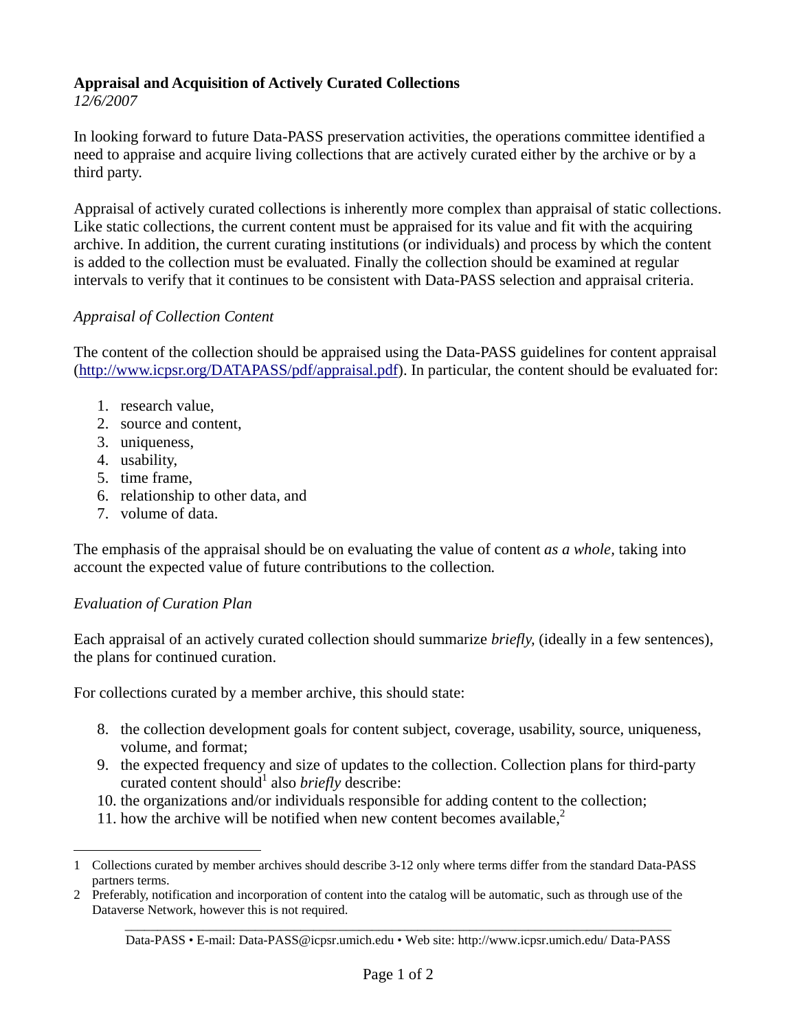**Appraisal and Acquisition of Actively Curated Collections**
*12/6/2007*

In looking forward to future Data-PASS preservation activities, the operations committee identified a need to appraise and acquire living collections that are actively curated either by the archive or by a third party.

Appraisal of actively curated collections is inherently more complex than appraisal of static collections. Like static collections, the current content must be appraised for its value and fit with the acquiring archive. In addition, the current curating institutions (or individuals) and process by which the content is added to the collection must be evaluated. Finally the collection should be examined at regular intervals to verify that it continues to be consistent with Data-PASS selection and appraisal criteria.

*Appraisal of Collection Content*

The content of the collection should be appraised using the Data-PASS guidelines for content appraisal (http://www.icpsr.org/DATAPASS/pdf/appraisal.pdf). In particular, the content should be evaluated for:

1. research value,
2. source and content,
3. uniqueness,
4. usability,
5. time frame,
6. relationship to other data, and
7. volume of data.

The emphasis of the appraisal should be on evaluating the value of content *as a whole,* taking into account the expected value of future contributions to the collection*.*

*Evaluation of Curation Plan*

Each appraisal of an actively curated collection should summarize *briefly,* (ideally in a few sentences), the plans for continued curation.

For collections curated by a member archive, this should state:

8. the collection development goals for content subject, coverage, usability, source, uniqueness, volume, and format;
9. the expected frequency and size of updates to the collection. Collection plans for third-party curated content should[1] also *briefly* describe:
10. the organizations and/or individuals responsible for adding content to the collection;
11. how the archive will be notified when new content becomes available,[2]

---

1 Collections curated by member archives should describe 3-12 only where terms differ from the standard Data-PASS partners terms.

2 Preferably, notification and incorporation of content into the catalog will be automatic, such as through use of the Dataverse Network, however this is not required.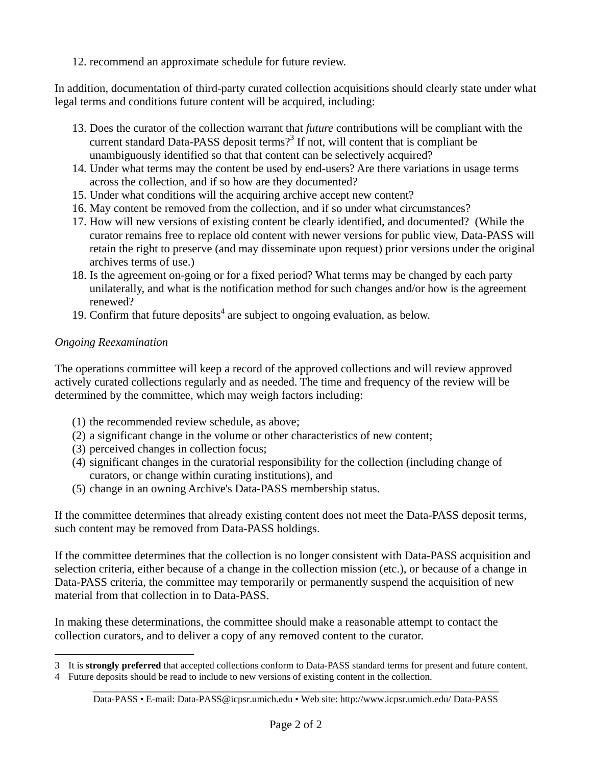12. recommend an approximate schedule for future review.

In addition, documentation of third-party curated collection acquisitions should clearly state under what legal terms and conditions future content will be acquired, including:

13. Does the curator of the collection warrant that *future* contributions will be compliant with the current standard Data-PASS deposit terms?[3] If not, will content that is compliant be unambiguously identified so that that content can be selectively acquired?
14. Under what terms may the content be used by end-users? Are there variations in usage terms across the collection, and if so how are they documented?
15. Under what conditions will the acquiring archive accept new content?
16. May content be removed from the collection, and if so under what circumstances?
17. How will new versions of existing content be clearly identified, and documented? (While the curator remains free to replace old content with newer versions for public view, Data-PASS will retain the right to preserve (and may disseminate upon request) prior versions under the original archives terms of use.)
18. Is the agreement on-going or for a fixed period? What terms may be changed by each party unilaterally, and what is the notification method for such changes and/or how is the agreement renewed?
19. Confirm that future deposits[4] are subject to ongoing evaluation, as below.

*Ongoing Reexamination*

The operations committee will keep a record of the approved collections and will review approved actively curated collections regularly and as needed. The time and frequency of the review will be determined by the committee, which may weigh factors including:

(1) the recommended review schedule, as above;
(2) a significant change in the volume or other characteristics of new content;
(3) perceived changes in collection focus;
(4) significant changes in the curatorial responsibility for the collection (including change of curators, or change within curating institutions), and
(5) change in an owning Archive's Data-PASS membership status.

If the committee determines that already existing content does not meet the Data-PASS deposit terms, such content may be removed from Data-PASS holdings.

If the committee determines that the collection is no longer consistent with Data-PASS acquisition and selection criteria, either because of a change in the collection mission (etc.), or because of a change in Data-PASS criteria, the committee may temporarily or permanently suspend the acquisition of new material from that collection in to Data-PASS.

In making these determinations, the committee should make a reasonable attempt to contact the collection curators, and to deliver a copy of any removed content to the curator.

---

3 It is **strongly preferred** that accepted collections conform to Data-PASS standard terms for present and future content.

4 Future deposits should be read to include to new versions of existing content in the collection.